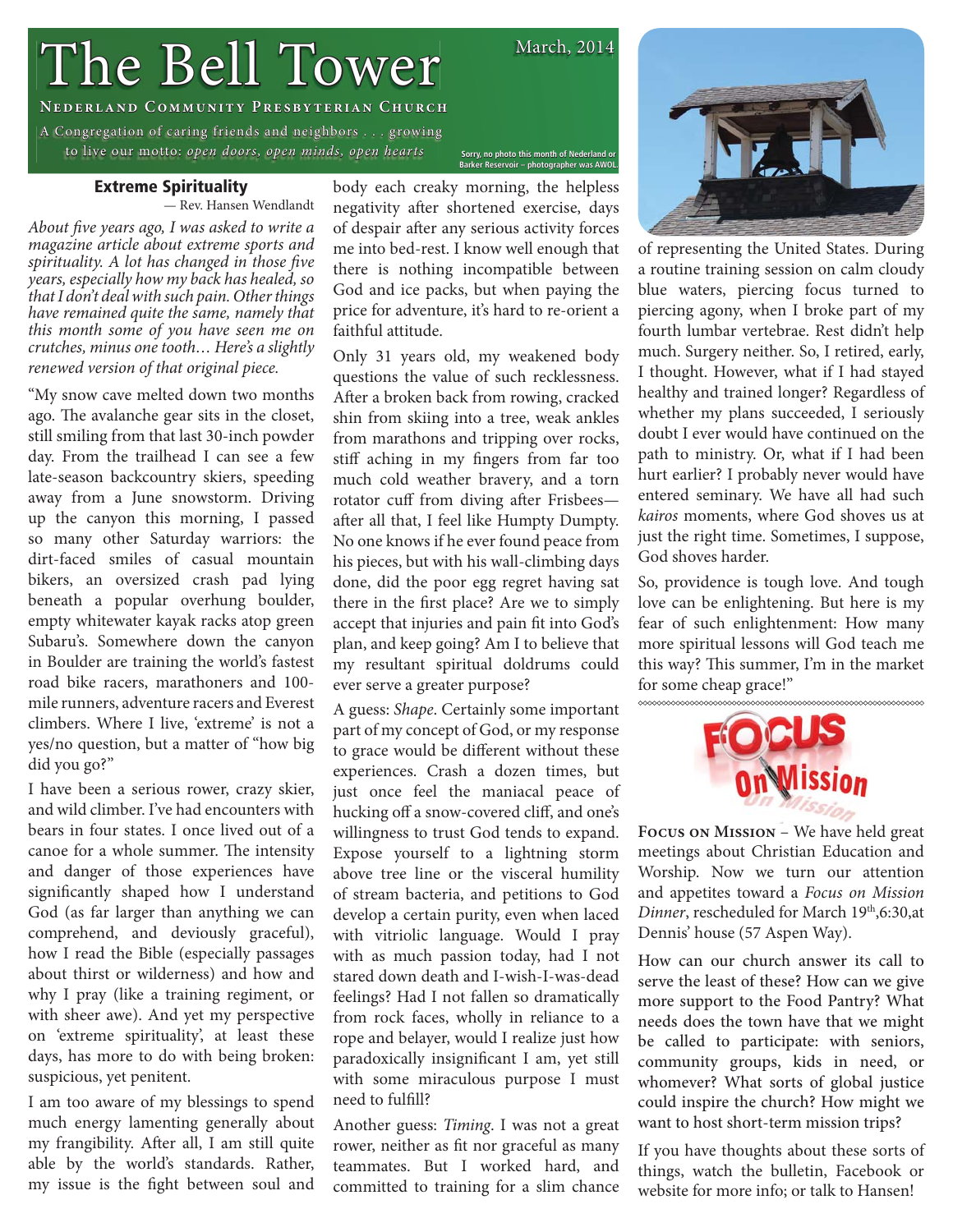# The Bell Tower

March, 2014

**Nederland Community Presbyterian Church**

A Congregation of caring friends and neighbors . . . growing to live our motto: *open doors, open minds, open hearts*

Sorry, no photo this month of Nederland or Barker Reservoir – photographer was AWOL.

## Extreme Spirituality

— Rev. Hansen Wendlandt

*About five years ago, I was asked to write a magazine article about extreme sports and spirituality. A lot has changed in those five years, especially how my back has healed, so that I don't deal with such pain. Other things have remained quite the same, namely that this month some of you have seen me on crutches, minus one tooth… Here's a slightly renewed version of that original piece.*

"My snow cave melted down two months ago. The avalanche gear sits in the closet, still smiling from that last 30-inch powder day. From the trailhead I can see a few late-season backcountry skiers, speeding away from a June snowstorm. Driving up the canyon this morning, I passed so many other Saturday warriors: the dirt-faced smiles of casual mountain bikers, an oversized crash pad lying beneath a popular overhung boulder, empty whitewater kayak racks atop green Subaru's. Somewhere down the canyon in Boulder are training the world's fastest road bike racers, marathoners and 100-mile runners, adventure racers and Everest climbers. Where I live, 'extreme' is not a yes/no question, but a matter of "how big did you go?"

I have been a serious rower, crazy skier, and wild climber. I've had encounters with bears in four states. I once lived out of a canoe for a whole summer. The intensity and danger of those experiences have significantly shaped how I understand God (as far larger than anything we can comprehend, and deviously graceful), how I read the Bible (especially passages about thirst or wilderness) and how and why I pray (like a training regiment, or with sheer awe). And yet my perspective on 'extreme spirituality', at least these days, has more to do with being broken: suspicious, yet penitent.

I am too aware of my blessings to spend much energy lamenting generally about my frangibility. After all, I am still quite able by the world's standards. Rather, my issue is the fight between soul and body each creaky morning, the helpless negativity after shortened exercise, days of despair after any serious activity forces me into bed-rest. I know well enough that there is nothing incompatible between God and ice packs, but when paying the price for adventure, it's hard to re-orient a faithful attitude.

Only 31 years old, my weakened body questions the value of such recklessness. After a broken back from rowing, cracked shin from skiing into a tree, weak ankles from marathons and tripping over rocks, stiff aching in my fingers from far too much cold weather bravery, and a torn rotator cuff from diving after Frisbees—after all that, I feel like Humpty Dumpty. No one knows if he ever found peace from his pieces, but with his wall-climbing days done, did the poor egg regret having sat there in the first place? Are we to simply accept that injuries and pain fit into God's plan, and keep going? Am I to believe that my resultant spiritual doldrums could ever serve a greater purpose?

A guess: *Shape*. Certainly some important part of my concept of God, or my response to grace would be different without these experiences. Crash a dozen times, but just once feel the maniacal peace of hucking off a snow-covered cliff, and one's willingness to trust God tends to expand. Expose yourself to a lightning storm above tree line or the visceral humility of stream bacteria, and petitions to God develop a certain purity, even when laced with vitriolic language. Would I pray with as much passion today, had I not stared down death and I-wish-I-was-dead feelings? Had I not fallen so dramatically from rock faces, wholly in reliance to a rope and belayer, would I realize just how paradoxically insignificant I am, yet still with some miraculous purpose I must need to fulfill?

Another guess: *Timing*. I was not a great rower, neither as fit nor graceful as many teammates. But I worked hard, and committed to training for a slim chance of representing the United States. During a routine training session on calm cloudy blue waters, piercing focus turned to piercing agony, when I broke part of my fourth lumbar vertebrae. Rest didn't help much. Surgery neither. So, I retired, early, I thought. However, what if I had stayed healthy and trained longer? Regardless of whether my plans succeeded, I seriously doubt I ever would have continued on the path to ministry. Or, what if I had been hurt earlier? I probably never would have entered seminary. We have all had such *kairos* moments, where God shoves us at just the right time. Sometimes, I suppose, God shoves harder.

So, providence is tough love. And tough love can be enlightening. But here is my fear of such enlightenment: How many more spiritual lessons will God teach me this way? This summer, I'm in the market for some cheap grace!"

---

## Focus On Mission

**Focus on Mission** – We have held great meetings about Christian Education and Worship. Now we turn our attention and appetites toward a *Focus on Mission Dinner*, rescheduled for March 19th,6:30,at Dennis' house (57 Aspen Way).

How can our church answer its call to serve the least of these? How can we give more support to the Food Pantry? What needs does the town have that we might be called to participate: with seniors, community groups, kids in need, or whomever? What sorts of global justice could inspire the church? How might we want to host short-term mission trips?

If you have thoughts about these sorts of things, watch the bulletin, Facebook or website for more info; or talk to Hansen!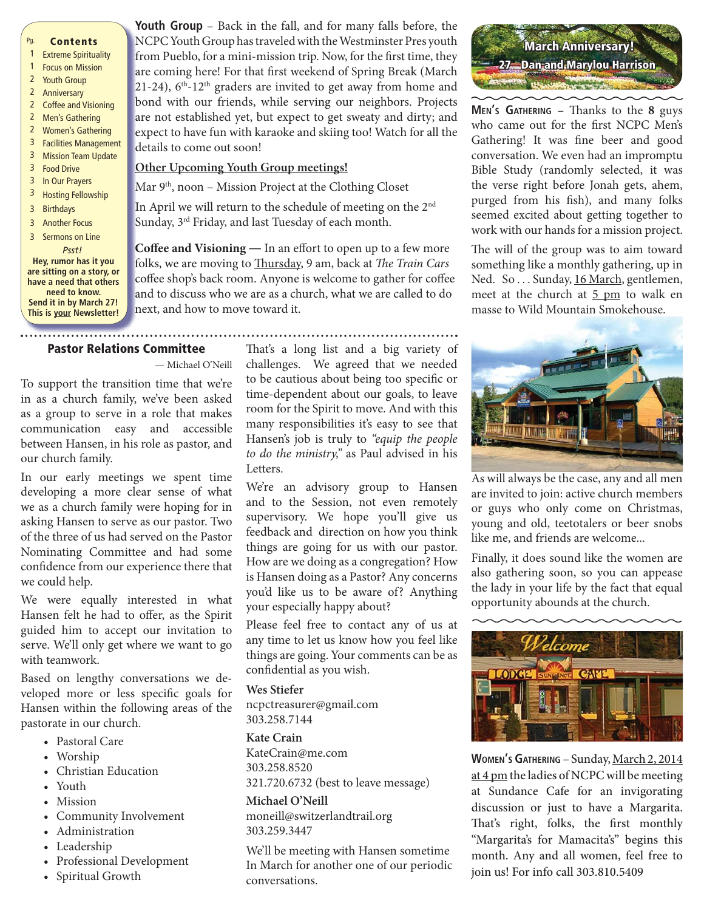## Contents

| Pg. | Contents |
|---|---|
| 1 | Extreme Spirituality |
| 1 | Focus on Mission |
| 2 | Youth Group |
| 2 | Anniversary |
| 2 | Coffee and Visioning |
| 2 | Men's Gathering |
| 2 | Women's Gathering |
| 3 | Facilities Management |
| 3 | Mission Team Update |
| 3 | Food Drive |
| 3 | In Our Prayers |
| 3 | Hosting Fellowship |
| 3 | Birthdays |
| 3 | Another Focus |
| 3 | Sermons on Line |

*Psst!*

**Hey, rumor has it you are sitting on a story, or have a need that others need to know. Send it in by March 27! This is your Newsletter!**

**Youth Group** – Back in the fall, and for many falls before, the NCPC Youth Group has traveled with the Westminster Pres youth from Pueblo, for a mini-mission trip. Now, for the first time, they are coming here! For that first weekend of Spring Break (March 21-24), 6th-12th graders are invited to get away from home and bond with our friends, while serving our neighbors. Projects are not established yet, but expect to get sweaty and dirty; and expect to have fun with karaoke and skiing too! Watch for all the details to come out soon!

**Other Upcoming Youth Group meetings!**

Mar 9th, noon – Mission Project at the Clothing Closet

In April we will return to the schedule of meeting on the 2nd Sunday, 3rd Friday, and last Tuesday of each month.

**Coffee and Visioning —** In an effort to open up to a few more folks, we are moving to Thursday, 9 am, back at *The Train Cars* coffee shop's back room. Anyone is welcome to gather for coffee and to discuss who we are as a church, what we are called to do next, and how to move toward it.

**March Anniversary!**

**27 Dan and Marylou Harrison**

**Men's Gathering** – Thanks to the **8** guys who came out for the first NCPC Men's Gathering! It was fine beer and good conversation. We even had an impromptu Bible Study (randomly selected, it was the verse right before Jonah gets, ahem, purged from his fish), and many folks seemed excited about getting together to work with our hands for a mission project.

The will of the group was to aim toward something like a monthly gathering, up in Ned. So . . . Sunday, 16 March, gentlemen, meet at the church at 5 pm to walk en masse to Wild Mountain Smokehouse.

As will always be the case, any and all men are invited to join: active church members or guys who only come on Christmas, young and old, teetotalers or beer snobs like me, and friends are welcome...

Finally, it does sound like the women are also gathering soon, so you can appease the lady in your life by the fact that equal opportunity abounds at the church.

**Women's Gathering** – Sunday, March 2, 2014 at 4 pm the ladies of NCPC will be meeting at Sundance Cafe for an invigorating discussion or just to have a Margarita. That's right, folks, the first monthly "Margarita's for Mamacita's" begins this month. Any and all women, feel free to join us! For info call 303.810.5409

## Pastor Relations Committee

— Michael O'Neill

To support the transition time that we're in as a church family, we've been asked as a group to serve in a role that makes communication easy and accessible between Hansen, in his role as pastor, and our church family.

In our early meetings we spent time developing a more clear sense of what we as a church family were hoping for in asking Hansen to serve as our pastor. Two of the three of us had served on the Pastor Nominating Committee and had some confidence from our experience there that we could help.

We were equally interested in what Hansen felt he had to offer, as the Spirit guided him to accept our invitation to serve. We'll only get where we want to go with teamwork.

Based on lengthy conversations we developed more or less specific goals for Hansen within the following areas of the pastorate in our church.

- Pastoral Care
- Worship
- Christian Education
- Youth
- Mission
- Community Involvement
- Administration
- Leadership
- Professional Development
- Spiritual Growth

That's a long list and a big variety of challenges. We agreed that we needed to be cautious about being too specific or time-dependent about our goals, to leave room for the Spirit to move. And with this many responsibilities it's easy to see that Hansen's job is truly to *"equip the people to do the ministry,"* as Paul advised in his Letters.

We're an advisory group to Hansen and to the Session, not even remotely supervisory. We hope you'll give us feedback and direction on how you think things are going for us with our pastor. How are we doing as a congregation? How is Hansen doing as a Pastor? Any concerns you'd like us to be aware of? Anything your especially happy about?

Please feel free to contact any of us at any time to let us know how you feel like things are going. Your comments can be as confidential as you wish.

**Wes Stiefer**
ncpctreasurer@gmail.com
303.258.7144

**Kate Crain**
KateCrain@me.com
303.258.8520
321.720.6732 (best to leave message)

**Michael O'Neill**
moneill@switzerlandtrail.org
303.259.3447

We'll be meeting with Hansen sometime In March for another one of our periodic conversations.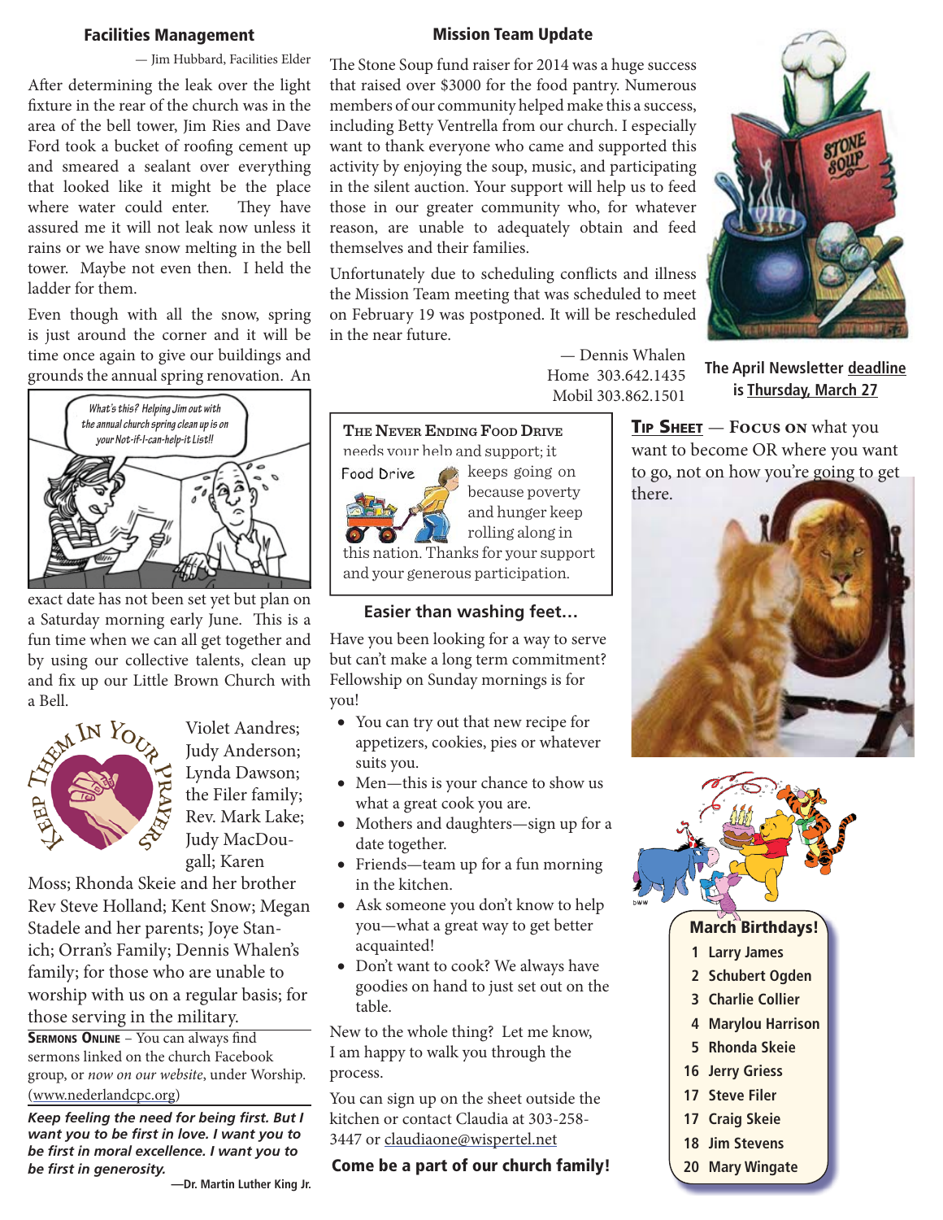## Facilities Management

— Jim Hubbard, Facilities Elder

After determining the leak over the light fixture in the rear of the church was in the area of the bell tower, Jim Ries and Dave Ford took a bucket of roofing cement up and smeared a sealant over everything that looked like it might be the place where water could enter. They have assured me it will not leak now unless it rains or we have snow melting in the bell tower. Maybe not even then. I held the ladder for them.

Even though with all the snow, spring is just around the corner and it will be time once again to give our buildings and grounds the annual spring renovation. An exact date has not been set yet but plan on a Saturday morning early June. This is a fun time when we can all get together and by using our collective talents, clean up and fix up our Little Brown Church with a Bell.

**Keep Them In Your Prayers**

Violet Aandres; Judy Anderson; Lynda Dawson; the Filer family; Rev. Mark Lake; Judy MacDougall; Karen Moss; Rhonda Skeie and her brother Rev Steve Holland; Kent Snow; Megan Stadele and her parents; Joye Stanich; Orran's Family; Dennis Whalen's family; for those who are unable to worship with us on a regular basis; for those serving in the military.

**Sermons Online** – You can always find sermons linked on the church Facebook group, or *now on our website*, under Worship. (www.nederlandcpc.org)

***Keep feeling the need for being first. But I want you to be first in love. I want you to be first in moral excellence. I want you to be first in generosity.***

**—Dr. Martin Luther King Jr.**

## Mission Team Update

The Stone Soup fund raiser for 2014 was a huge success that raised over $3000 for the food pantry. Numerous members of our community helped make this a success, including Betty Ventrella from our church. I especially want to thank everyone who came and supported this activity by enjoying the soup, music, and participating in the silent auction. Your support will help us to feed those in our greater community who, for whatever reason, are unable to adequately obtain and feed themselves and their families.

Unfortunately due to scheduling conflicts and illness the Mission Team meeting that was scheduled to meet on February 19 was postponed. It will be rescheduled in the near future.

— Dennis Whalen
Home 303.642.1435
Mobil 303.862.1501

**The April Newsletter deadline is Thursday, March 27**

**The Never Ending Food Drive** needs your help and support; it keeps going on because poverty and hunger keep rolling along in this nation. Thanks for your support and your generous participation.

**Tip Sheet** — **Focus on** what you want to become OR where you want to go, not on how you're going to get there.

## Easier than washing feet…

Have you been looking for a way to serve but can't make a long term commitment? Fellowship on Sunday mornings is for you!

- You can try out that new recipe for appetizers, cookies, pies or whatever suits you.
- Men—this is your chance to show us what a great cook you are.
- Mothers and daughters—sign up for a date together.
- Friends—team up for a fun morning in the kitchen.
- Ask someone you don't know to help you—what a great way to get better acquainted!
- Don't want to cook? We always have goodies on hand to just set out on the table.

New to the whole thing? Let me know, I am happy to walk you through the process.

You can sign up on the sheet outside the kitchen or contact Claudia at 303-258-3447 or claudiaone@wispertel.net

**Come be a part of our church family!**

### March Birthdays!

- 1 Larry James
- 2 Schubert Ogden
- 3 Charlie Collier
- 4 Marylou Harrison
- 5 Rhonda Skeie
- 16 Jerry Griess
- 17 Steve Filer
- 17 Craig Skeie
- 18 Jim Stevens
- 20 Mary Wingate